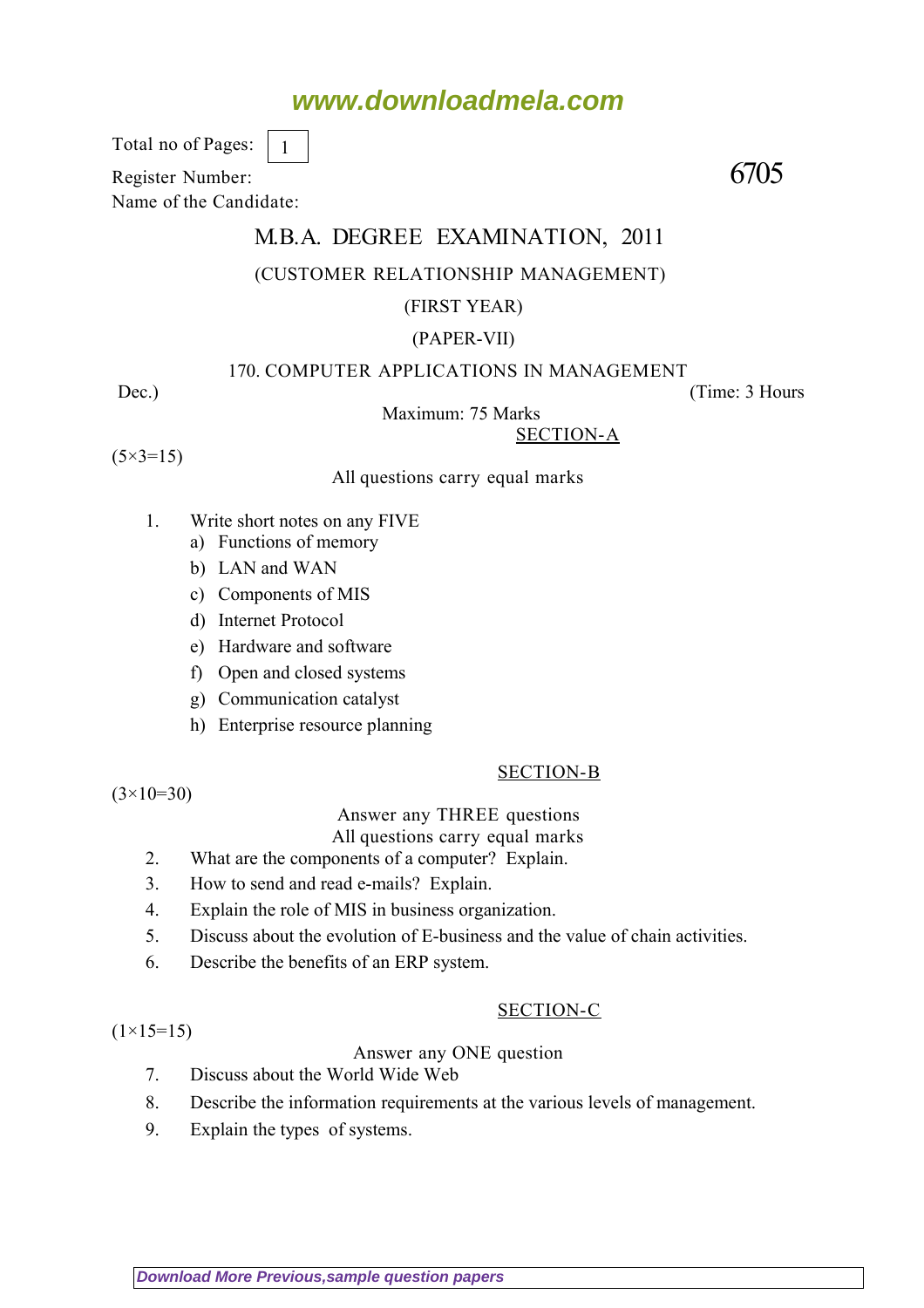www.downloadmela.com

Total no of Pages: 1

Register Number:

Name of the Candidate:

6705

# M.B.A. DEGREE EXAMINATION, 2011

(CUSTOMER RELATIONSHIP MANAGEMENT)

(FIRST YEAR)

(PAPER-VII)

170. COMPUTER APPLICATIONS IN MANAGEMENT

Dec.) (Time: 3 Hours

Maximum: 75 Marks

## SECTION-A

(5×3=15)

All questions carry equal marks

1. Write short notes on any FIVE
   a) Functions of memory
   b) LAN and WAN
   c) Components of MIS
   d) Internet Protocol
   e) Hardware and software
   f) Open and closed systems
   g) Communication catalyst
   h) Enterprise resource planning

## SECTION-B

(3×10=30)

Answer any THREE questions

All questions carry equal marks

2. What are the components of a computer? Explain.
3. How to send and read e-mails? Explain.
4. Explain the role of MIS in business organization.
5. Discuss about the evolution of E-business and the value of chain activities.
6. Describe the benefits of an ERP system.

## SECTION-C

(1×15=15)

Answer any ONE question

7. Discuss about the World Wide Web
8. Describe the information requirements at the various levels of management.
9. Explain the types of systems.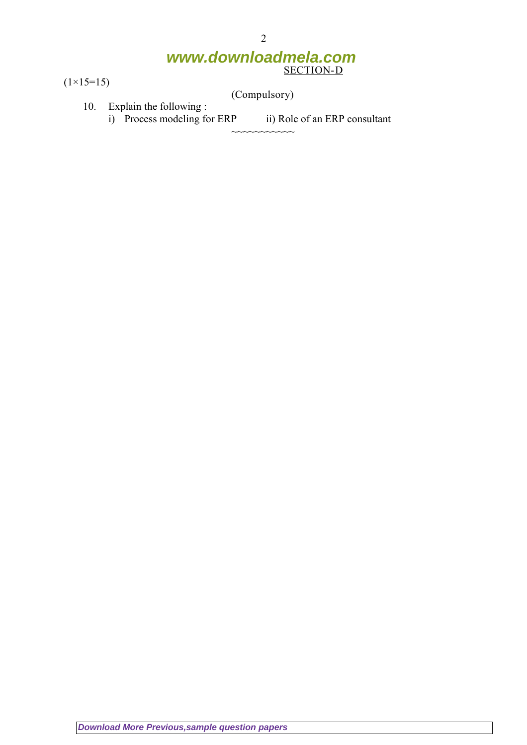## SECTION-D

(1×15=15)

(Compulsory)

10. Explain the following :

    i) Process modeling for ERP

    ii) Role of an ERP consultant

~~~~~~~~~~~~